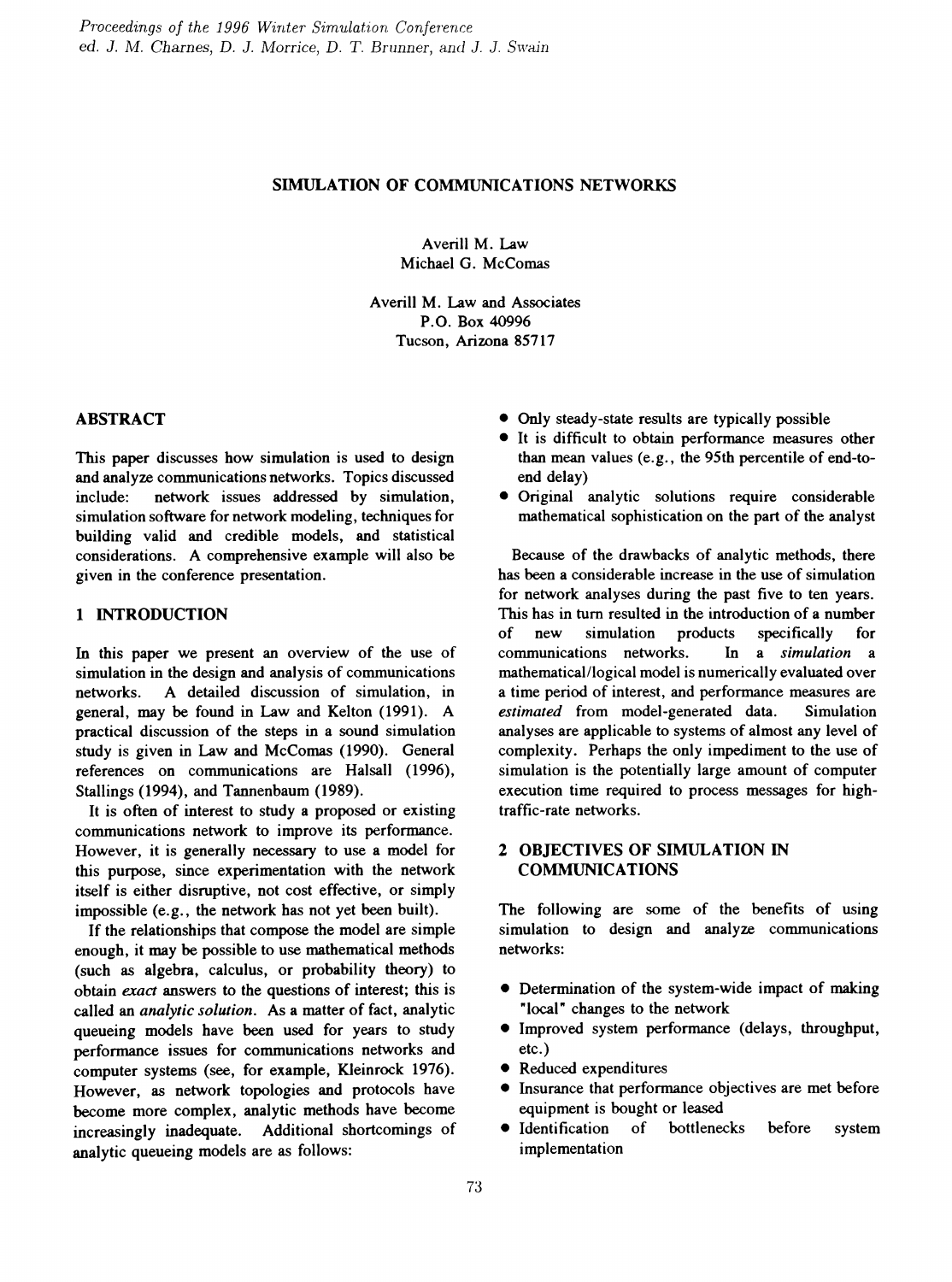Proceedings of the 1996 Winter Simulation Conference
ed. J. M. Charnes, D. J. Morrice, D. T. Brunner, and J. J. Swain

# SIMULATION OF COMMUNICATIONS NETWORKS

Averill M. Law
Michael G. McComas

Averill M. Law and Associates
P.O. Box 40996
Tucson, Arizona 85717

## ABSTRACT

This paper discusses how simulation is used to design and analyze communications networks. Topics discussed include: network issues addressed by simulation, simulation software for network modeling, techniques for building valid and credible models, and statistical considerations. A comprehensive example will also be given in the conference presentation.

## 1 INTRODUCTION

In this paper we present an overview of the use of simulation in the design and analysis of communications networks. A detailed discussion of simulation, in general, may be found in Law and Kelton (1991). A practical discussion of the steps in a sound simulation study is given in Law and McComas (1990). General references on communications are Halsall (1996), Stallings (1994), and Tannenbaum (1989).

It is often of interest to study a proposed or existing communications network to improve its performance. However, it is generally necessary to use a model for this purpose, since experimentation with the network itself is either disruptive, not cost effective, or simply impossible (e.g., the network has not yet been built).

If the relationships that compose the model are simple enough, it may be possible to use mathematical methods (such as algebra, calculus, or probability theory) to obtain *exact* answers to the questions of interest; this is called an *analytic solution*. As a matter of fact, analytic queueing models have been used for years to study performance issues for communications networks and computer systems (see, for example, Kleinrock 1976). However, as network topologies and protocols have become more complex, analytic methods have become increasingly inadequate. Additional shortcomings of analytic queueing models are as follows:

- Only steady-state results are typically possible
- It is difficult to obtain performance measures other than mean values (e.g., the 95th percentile of end-to-end delay)
- Original analytic solutions require considerable mathematical sophistication on the part of the analyst

Because of the drawbacks of analytic methods, there has been a considerable increase in the use of simulation for network analyses during the past five to ten years. This has in turn resulted in the introduction of a number of new simulation products specifically for communications networks. In a *simulation* a mathematical/logical model is numerically evaluated over a time period of interest, and performance measures are *estimated* from model-generated data. Simulation analyses are applicable to systems of almost any level of complexity. Perhaps the only impediment to the use of simulation is the potentially large amount of computer execution time required to process messages for high-traffic-rate networks.

## 2 OBJECTIVES OF SIMULATION IN COMMUNICATIONS

The following are some of the benefits of using simulation to design and analyze communications networks:

- Determination of the system-wide impact of making "local" changes to the network
- Improved system performance (delays, throughput, etc.)
- Reduced expenditures
- Insurance that performance objectives are met before equipment is bought or leased
- Identification of bottlenecks before system implementation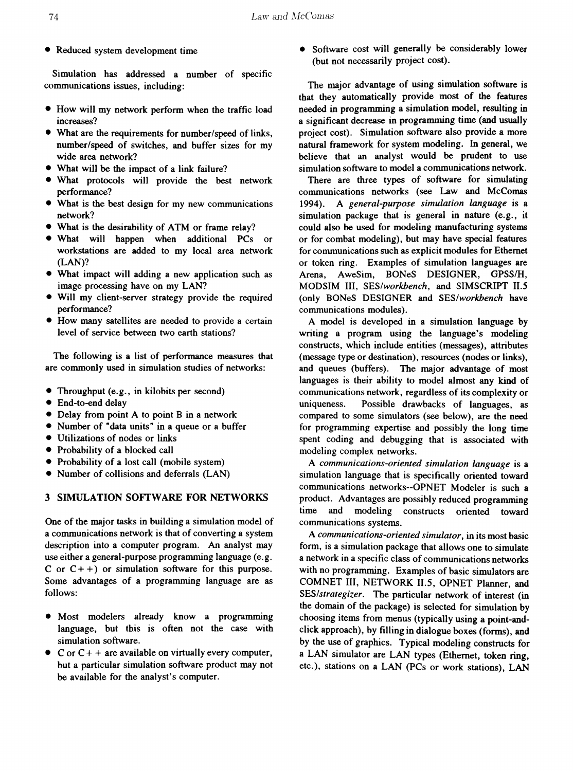- Reduced system development time

Simulation has addressed a number of specific communications issues, including:

- How will my network perform when the traffic load increases?
- What are the requirements for number/speed of links, number/speed of switches, and buffer sizes for my wide area network?
- What will be the impact of a link failure?
- What protocols will provide the best network performance?
- What is the best design for my new communications network?
- What is the desirability of ATM or frame relay?
- What will happen when additional PCs or workstations are added to my local area network (LAN)?
- What impact will adding a new application such as image processing have on my LAN?
- Will my client-server strategy provide the required performance?
- How many satellites are needed to provide a certain level of service between two earth stations?

The following is a list of performance measures that are commonly used in simulation studies of networks:

- Throughput (e.g., in kilobits per second)
- End-to-end delay
- Delay from point A to point B in a network
- Number of "data units" in a queue or a buffer
- Utilizations of nodes or links
- Probability of a blocked call
- Probability of a lost call (mobile system)
- Number of collisions and deferrals (LAN)

## 3 SIMULATION SOFTWARE FOR NETWORKS

One of the major tasks in building a simulation model of a communications network is that of converting a system description into a computer program. An analyst may use either a general-purpose programming language (e.g. C or C++) or simulation software for this purpose. Some advantages of a programming language are as follows:

- Most modelers already know a programming language, but this is often not the case with simulation software.
- C or C++ are available on virtually every computer, but a particular simulation software product may not be available for the analyst's computer.
- Software cost will generally be considerably lower (but not necessarily project cost).

The major advantage of using simulation software is that they automatically provide most of the features needed in programming a simulation model, resulting in a significant decrease in programming time (and usually project cost). Simulation software also provide a more natural framework for system modeling. In general, we believe that an analyst would be prudent to use simulation software to model a communications network.

There are three types of software for simulating communications networks (see Law and McComas 1994). A *general-purpose simulation language* is a simulation package that is general in nature (e.g., it could also be used for modeling manufacturing systems or for combat modeling), but may have special features for communications such as explicit modules for Ethernet or token ring. Examples of simulation languages are Arena, AweSim, BONeS DESIGNER, GPSS/H, MODSIM III, SES/*workbench*, and SIMSCRIPT II.5 (only BONeS DESIGNER and SES/*workbench* have communications modules).

A model is developed in a simulation language by writing a program using the language's modeling constructs, which include entities (messages), attributes (message type or destination), resources (nodes or links), and queues (buffers). The major advantage of most languages is their ability to model almost any kind of communications network, regardless of its complexity or uniqueness. Possible drawbacks of languages, as compared to some simulators (see below), are the need for programming expertise and possibly the long time spent coding and debugging that is associated with modeling complex networks.

A *communications-oriented simulation language* is a simulation language that is specifically oriented toward communications networks--OPNET Modeler is such a product. Advantages are possibly reduced programming time and modeling constructs oriented toward communications systems.

A *communications-oriented simulator*, in its most basic form, is a simulation package that allows one to simulate a network in a specific class of communications networks with no programming. Examples of basic simulators are COMNET III, NETWORK II.5, OPNET Planner, and SES/*strategizer*. The particular network of interest (in the domain of the package) is selected for simulation by choosing items from menus (typically using a point-and-click approach), by filling in dialogue boxes (forms), and by the use of graphics. Typical modeling constructs for a LAN simulator are LAN types (Ethernet, token ring, etc.), stations on a LAN (PCs or work stations), LAN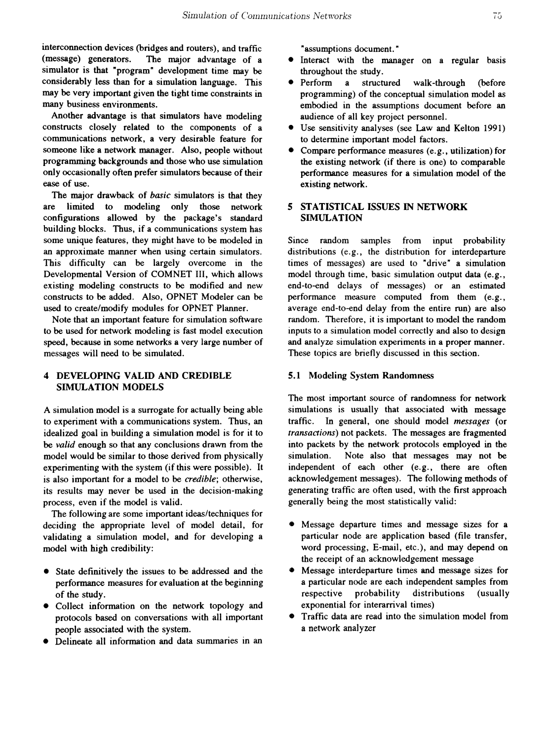interconnection devices (bridges and routers), and traffic (message) generators. The major advantage of a simulator is that "program" development time may be considerably less than for a simulation language. This may be very important given the tight time constraints in many business environments.

Another advantage is that simulators have modeling constructs closely related to the components of a communications network, a very desirable feature for someone like a network manager. Also, people without programming backgrounds and those who use simulation only occasionally often prefer simulators because of their ease of use.

The major drawback of *basic* simulators is that they are limited to modeling only those network configurations allowed by the package's standard building blocks. Thus, if a communications system has some unique features, they might have to be modeled in an approximate manner when using certain simulators. This difficulty can be largely overcome in the Developmental Version of COMNET III, which allows existing modeling constructs to be modified and new constructs to be added. Also, OPNET Modeler can be used to create/modify modules for OPNET Planner.

Note that an important feature for simulation software to be used for network modeling is fast model execution speed, because in some networks a very large number of messages will need to be simulated.

## 4 DEVELOPING VALID AND CREDIBLE SIMULATION MODELS

A simulation model is a surrogate for actually being able to experiment with a communications system. Thus, an idealized goal in building a simulation model is for it to be *valid* enough so that any conclusions drawn from the model would be similar to those derived from physically experimenting with the system (if this were possible). It is also important for a model to be *credible*; otherwise, its results may never be used in the decision-making process, even if the model is valid.

The following are some important ideas/techniques for deciding the appropriate level of model detail, for validating a simulation model, and for developing a model with high credibility:

- State definitively the issues to be addressed and the performance measures for evaluation at the beginning of the study.
- Collect information on the network topology and protocols based on conversations with all important people associated with the system.
- Delineate all information and data summaries in an "assumptions document."
- Interact with the manager on a regular basis throughout the study.
- Perform a structured walk-through (before programming) of the conceptual simulation model as embodied in the assumptions document before an audience of all key project personnel.
- Use sensitivity analyses (see Law and Kelton 1991) to determine important model factors.
- Compare performance measures (e.g., utilization) for the existing network (if there is one) to comparable performance measures for a simulation model of the existing network.

## 5 STATISTICAL ISSUES IN NETWORK SIMULATION

Since random samples from input probability distributions (e.g., the distribution for interdeparture times of messages) are used to "drive" a simulation model through time, basic simulation output data (e.g., end-to-end delays of messages) or an estimated performance measure computed from them (e.g., average end-to-end delay from the entire run) are also random. Therefore, it is important to model the random inputs to a simulation model correctly and also to design and analyze simulation experiments in a proper manner. These topics are briefly discussed in this section.

### 5.1 Modeling System Randomness

The most important source of randomness for network simulations is usually that associated with message traffic. In general, one should model *messages* (or *transactions*) not packets. The messages are fragmented into packets by the network protocols employed in the simulation. Note also that messages may not be independent of each other (e.g., there are often acknowledgement messages). The following methods of generating traffic are often used, with the first approach generally being the most statistically valid:

- Message departure times and message sizes for a particular node are application based (file transfer, word processing, E-mail, etc.), and may depend on the receipt of an acknowledgement message
- Message interdeparture times and message sizes for a particular node are each independent samples from respective probability distributions (usually exponential for interarrival times)
- Traffic data are read into the simulation model from a network analyzer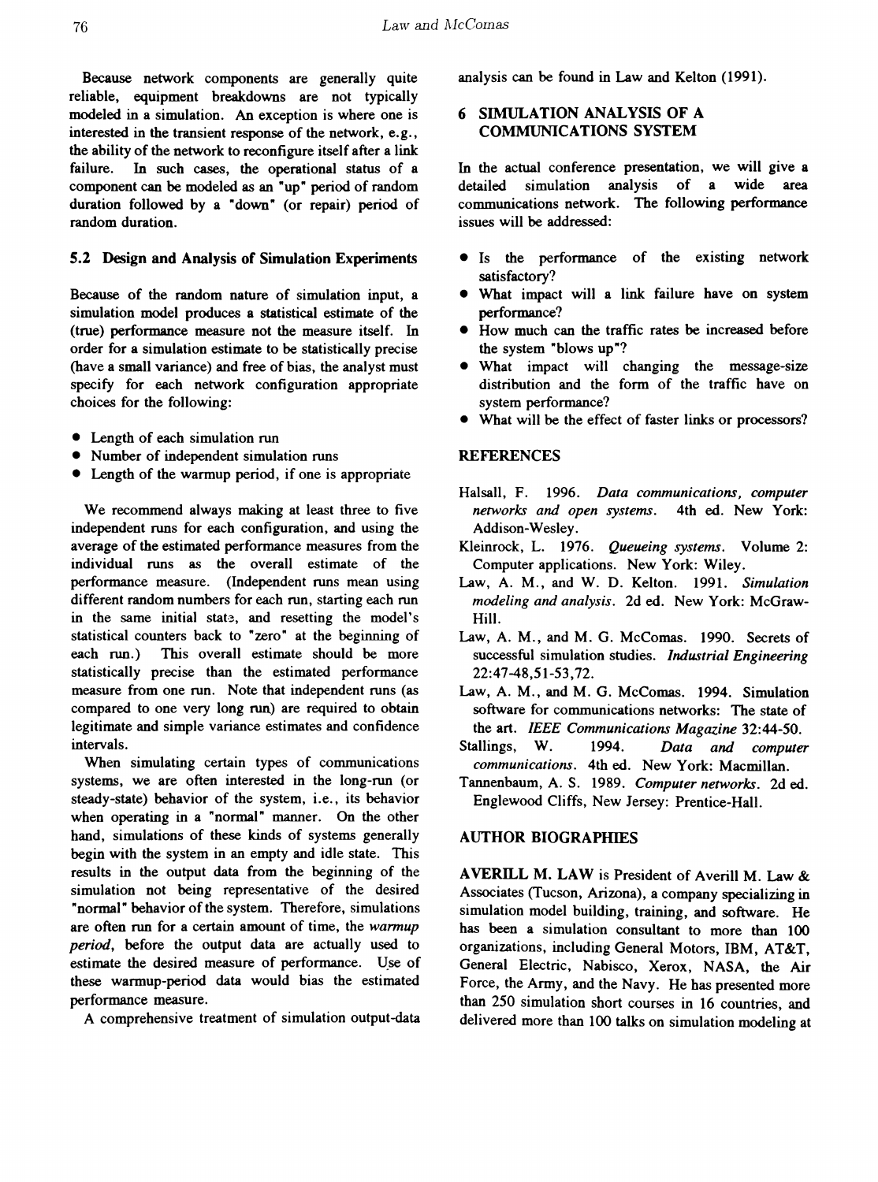Because network components are generally quite reliable, equipment breakdowns are not typically modeled in a simulation. An exception is where one is interested in the transient response of the network, e.g., the ability of the network to reconfigure itself after a link failure. In such cases, the operational status of a component can be modeled as an "up" period of random duration followed by a "down" (or repair) period of random duration.

### 5.2 Design and Analysis of Simulation Experiments

Because of the random nature of simulation input, a simulation model produces a statistical estimate of the (true) performance measure not the measure itself. In order for a simulation estimate to be statistically precise (have a small variance) and free of bias, the analyst must specify for each network configuration appropriate choices for the following:

- Length of each simulation run
- Number of independent simulation runs
- Length of the warmup period, if one is appropriate

We recommend always making at least three to five independent runs for each configuration, and using the average of the estimated performance measures from the individual runs as the overall estimate of the performance measure. (Independent runs mean using different random numbers for each run, starting each run in the same initial state, and resetting the model's statistical counters back to "zero" at the beginning of each run.) This overall estimate should be more statistically precise than the estimated performance measure from one run. Note that independent runs (as compared to one very long run) are required to obtain legitimate and simple variance estimates and confidence intervals.

When simulating certain types of communications systems, we are often interested in the long-run (or steady-state) behavior of the system, i.e., its behavior when operating in a "normal" manner. On the other hand, simulations of these kinds of systems generally begin with the system in an empty and idle state. This results in the output data from the beginning of the simulation not being representative of the desired "normal" behavior of the system. Therefore, simulations are often run for a certain amount of time, the *warmup period*, before the output data are actually used to estimate the desired measure of performance. Use of these warmup-period data would bias the estimated performance measure.

A comprehensive treatment of simulation output-data analysis can be found in Law and Kelton (1991).

## 6 SIMULATION ANALYSIS OF A COMMUNICATIONS SYSTEM

In the actual conference presentation, we will give a detailed simulation analysis of a wide area communications network. The following performance issues will be addressed:

- Is the performance of the existing network satisfactory?
- What impact will a link failure have on system performance?
- How much can the traffic rates be increased before the system "blows up"?
- What impact will changing the message-size distribution and the form of the traffic have on system performance?
- What will be the effect of faster links or processors?

## REFERENCES

Halsall, F. 1996. *Data communications, computer networks and open systems*. 4th ed. New York: Addison-Wesley.

Kleinrock, L. 1976. *Queueing systems*. Volume 2: Computer applications. New York: Wiley.

Law, A. M., and W. D. Kelton. 1991. *Simulation modeling and analysis*. 2d ed. New York: McGraw-Hill.

Law, A. M., and M. G. McComas. 1990. Secrets of successful simulation studies. *Industrial Engineering* 22:47-48,51-53,72.

Law, A. M., and M. G. McComas. 1994. Simulation software for communications networks: The state of the art. *IEEE Communications Magazine* 32:44-50.

Stallings, W. 1994. *Data and computer communications*. 4th ed. New York: Macmillan.

Tannenbaum, A. S. 1989. *Computer networks*. 2d ed. Englewood Cliffs, New Jersey: Prentice-Hall.

## AUTHOR BIOGRAPHIES

**AVERILL M. LAW** is President of Averill M. Law & Associates (Tucson, Arizona), a company specializing in simulation model building, training, and software. He has been a simulation consultant to more than 100 organizations, including General Motors, IBM, AT&T, General Electric, Nabisco, Xerox, NASA, the Air Force, the Army, and the Navy. He has presented more than 250 simulation short courses in 16 countries, and delivered more than 100 talks on simulation modeling at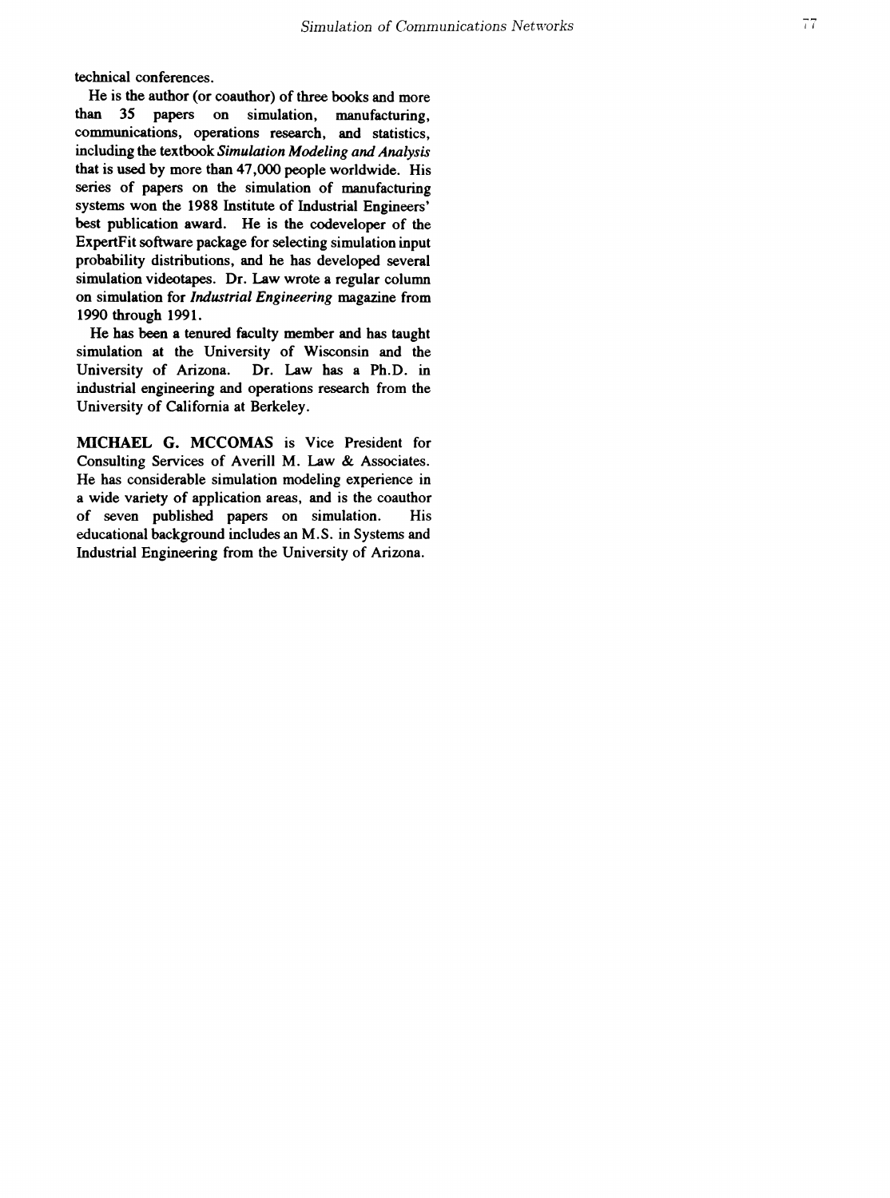technical conferences.

He is the author (or coauthor) of three books and more than 35 papers on simulation, manufacturing, communications, operations research, and statistics, including the textbook *Simulation Modeling and Analysis* that is used by more than 47,000 people worldwide. His series of papers on the simulation of manufacturing systems won the 1988 Institute of Industrial Engineers' best publication award. He is the codeveloper of the ExpertFit software package for selecting simulation input probability distributions, and he has developed several simulation videotapes. Dr. Law wrote a regular column on simulation for *Industrial Engineering* magazine from 1990 through 1991.

He has been a tenured faculty member and has taught simulation at the University of Wisconsin and the University of Arizona. Dr. Law has a Ph.D. in industrial engineering and operations research from the University of California at Berkeley.

**MICHAEL G. MCCOMAS** is Vice President for Consulting Services of Averill M. Law & Associates. He has considerable simulation modeling experience in a wide variety of application areas, and is the coauthor of seven published papers on simulation. His educational background includes an M.S. in Systems and Industrial Engineering from the University of Arizona.